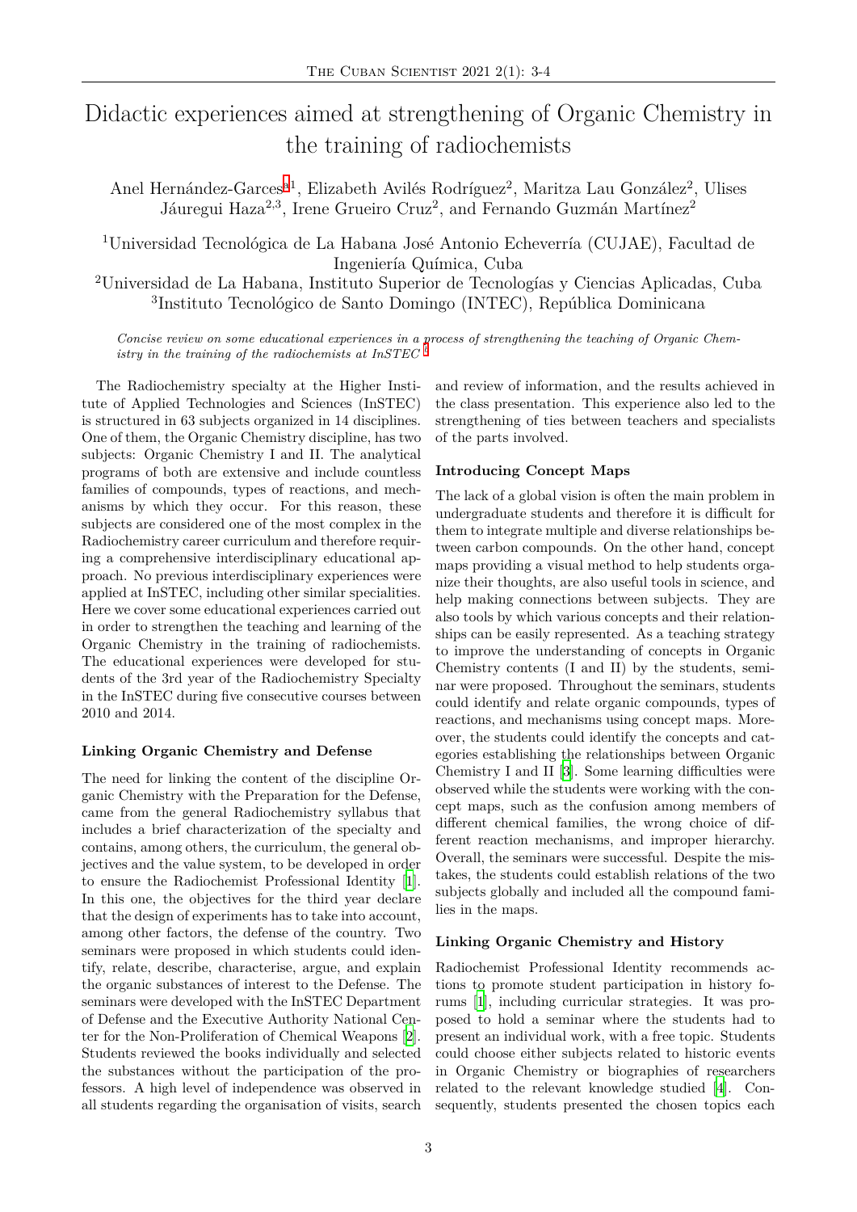# Didactic experiences aimed at strengthening of Organic Chemistry in the training of radiochemists

Anel Hernández-Garces[a1], Elizabeth Avilés Rodríguez[2], Maritza Lau González[2], Ulises Jáuregui Haza[2,3], Irene Grueiro Cruz[2], and Fernando Guzmán Martínez[2]

[1]Universidad Tecnológica de La Habana José Antonio Echeverría (CUJAE), Facultad de Ingeniería Química, Cuba

[2]Universidad de La Habana, Instituto Superior de Tecnologías y Ciencias Aplicadas, Cuba

[3]Instituto Tecnológico de Santo Domingo (INTEC), República Dominicana

*Concise review on some educational experiences in a process of strengthening the teaching of Organic Chemistry in the training of the radiochemists at InSTEC.*[1]

The Radiochemistry specialty at the Higher Institute of Applied Technologies and Sciences (InSTEC) is structured in 63 subjects organized in 14 disciplines. One of them, the Organic Chemistry discipline, has two subjects: Organic Chemistry I and II. The analytical programs of both are extensive and include countless families of compounds, types of reactions, and mechanisms by which they occur. For this reason, these subjects are considered one of the most complex in the Radiochemistry career curriculum and therefore requiring a comprehensive interdisciplinary educational approach. No previous interdisciplinary experiences were applied at InSTEC, including other similar specialities. Here we cover some educational experiences carried out in order to strengthen the teaching and learning of the Organic Chemistry in the training of radiochemists. The educational experiences were developed for students of the 3rd year of the Radiochemistry Specialty in the InSTEC during five consecutive courses between 2010 and 2014.

### Linking Organic Chemistry and Defense

The need for linking the content of the discipline Organic Chemistry with the Preparation for the Defense, came from the general Radiochemistry syllabus that includes a brief characterization of the specialty and contains, among others, the curriculum, the general objectives and the value system, to be developed in order to ensure the Radiochemist Professional Identity [1]. In this one, the objectives for the third year declare that the design of experiments has to take into account, among other factors, the defense of the country. Two seminars were proposed in which students could identify, relate, describe, characterise, argue, and explain the organic substances of interest to the Defense. The seminars were developed with the InSTEC Department of Defense and the Executive Authority National Center for the Non-Proliferation of Chemical Weapons [2]. Students reviewed the books individually and selected the substances without the participation of the professors. A high level of independence was observed in all students regarding the organisation of visits, search and review of information, and the results achieved in the class presentation. This experience also led to the strengthening of ties between teachers and specialists of the parts involved.

### Introducing Concept Maps

The lack of a global vision is often the main problem in undergraduate students and therefore it is difficult for them to integrate multiple and diverse relationships between carbon compounds. On the other hand, concept maps providing a visual method to help students organize their thoughts, are also useful tools in science, and help making connections between subjects. They are also tools by which various concepts and their relationships can be easily represented. As a teaching strategy to improve the understanding of concepts in Organic Chemistry contents (I and II) by the students, seminar were proposed. Throughout the seminars, students could identify and relate organic compounds, types of reactions, and mechanisms using concept maps. Moreover, the students could identify the concepts and categories establishing the relationships between Organic Chemistry I and II [3]. Some learning difficulties were observed while the students were working with the concept maps, such as the confusion among members of different chemical families, the wrong choice of different reaction mechanisms, and improper hierarchy. Overall, the seminars were successful. Despite the mistakes, the students could establish relations of the two subjects globally and included all the compound families in the maps.

### Linking Organic Chemistry and History

Radiochemist Professional Identity recommends actions to promote student participation in history forums [1], including curricular strategies. It was proposed to hold a seminar where the students had to present an individual work, with a free topic. Students could choose either subjects related to historic events in Organic Chemistry or biographies of researchers related to the relevant knowledge studied [4]. Consequently, students presented the chosen topics each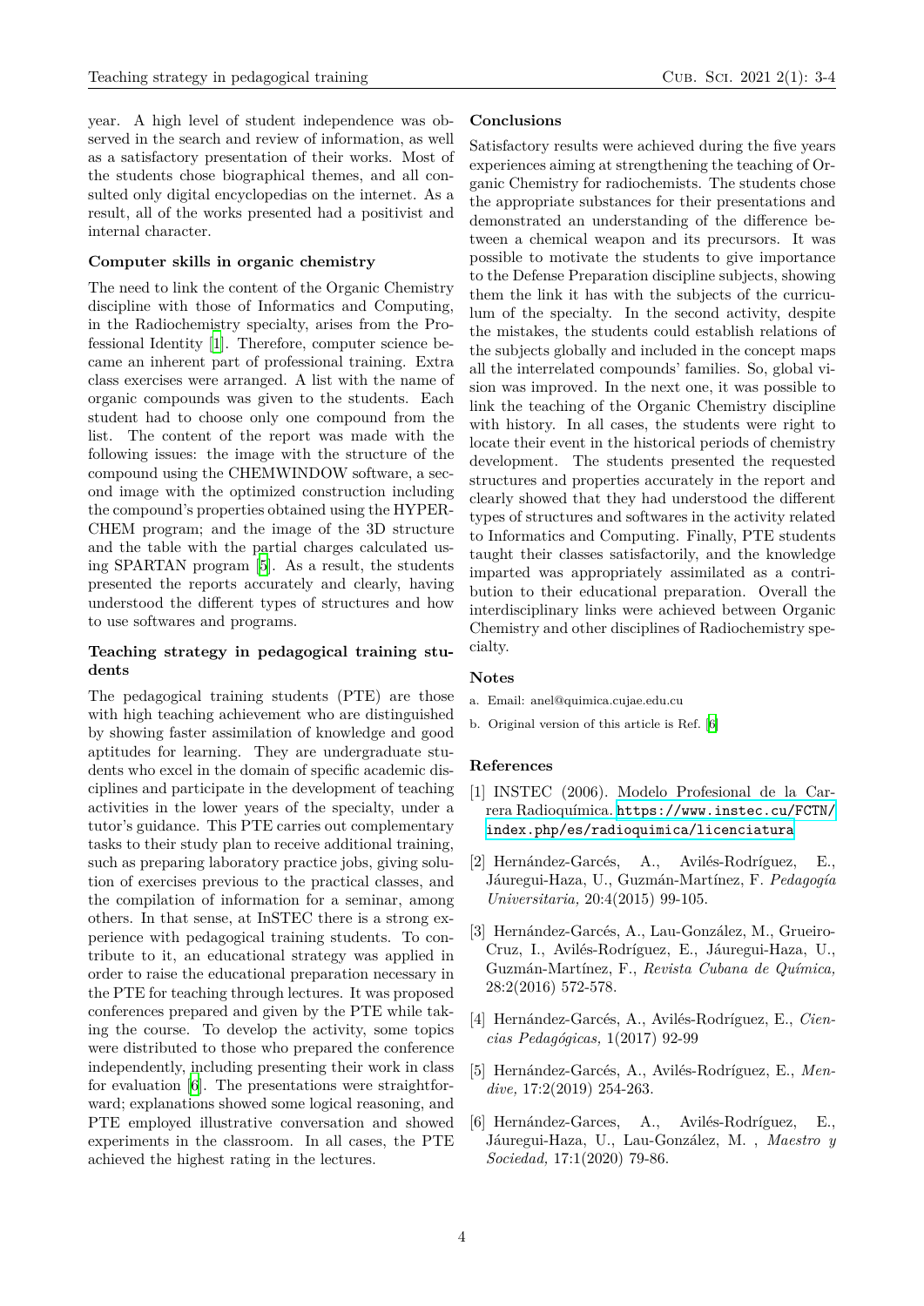year. A high level of student independence was observed in the search and review of information, as well as a satisfactory presentation of their works. Most of the students chose biographical themes, and all consulted only digital encyclopedias on the internet. As a result, all of the works presented had a positivist and internal character.

### Computer skills in organic chemistry

The need to link the content of the Organic Chemistry discipline with those of Informatics and Computing, in the Radiochemistry specialty, arises from the Professional Identity [1]. Therefore, computer science became an inherent part of professional training. Extra class exercises were arranged. A list with the name of organic compounds was given to the students. Each student had to choose only one compound from the list. The content of the report was made with the following issues: the image with the structure of the compound using the CHEMWINDOW software, a second image with the optimized construction including the compound's properties obtained using the HYPERCHEM program; and the image of the 3D structure and the table with the partial charges calculated using SPARTAN program [5]. As a result, the students presented the reports accurately and clearly, having understood the different types of structures and how to use softwares and programs.

### Teaching strategy in pedagogical training students

The pedagogical training students (PTE) are those with high teaching achievement who are distinguished by showing faster assimilation of knowledge and good aptitudes for learning. They are undergraduate students who excel in the domain of specific academic disciplines and participate in the development of teaching activities in the lower years of the specialty, under a tutor's guidance. This PTE carries out complementary tasks to their study plan to receive additional training, such as preparing laboratory practice jobs, giving solution of exercises previous to the practical classes, and the compilation of information for a seminar, among others. In that sense, at InSTEC there is a strong experience with pedagogical training students. To contribute to it, an educational strategy was applied in order to raise the educational preparation necessary in the PTE for teaching through lectures. It was proposed conferences prepared and given by the PTE while taking the course. To develop the activity, some topics were distributed to those who prepared the conference independently, including presenting their work in class for evaluation [6]. The presentations were straightforward; explanations showed some logical reasoning, and PTE employed illustrative conversation and showed experiments in the classroom. In all cases, the PTE achieved the highest rating in the lectures.

### Conclusions

Satisfactory results were achieved during the five years experiences aiming at strengthening the teaching of Organic Chemistry for radiochemists. The students chose the appropriate substances for their presentations and demonstrated an understanding of the difference between a chemical weapon and its precursors. It was possible to motivate the students to give importance to the Defense Preparation discipline subjects, showing them the link it has with the subjects of the curriculum of the specialty. In the second activity, despite the mistakes, the students could establish relations of the subjects globally and included in the concept maps all the interrelated compounds' families. So, global vision was improved. In the next one, it was possible to link the teaching of the Organic Chemistry discipline with history. In all cases, the students were right to locate their event in the historical periods of chemistry development. The students presented the requested structures and properties accurately in the report and clearly showed that they had understood the different types of structures and softwares in the activity related to Informatics and Computing. Finally, PTE students taught their classes satisfactorily, and the knowledge imparted was appropriately assimilated as a contribution to their educational preparation. Overall the interdisciplinary links were achieved between Organic Chemistry and other disciplines of Radiochemistry specialty.

### Notes

a. Email: anel@quimica.cujae.edu.cu

b. Original version of this article is Ref. [6]

### References

[1] INSTEC (2006). Modelo Profesional de la Carrera Radioquímica. https://www.instec.cu/FCTN/index.php/es/radioquimica/licenciatura

[2] Hernández-Garcés, A., Avilés-Rodríguez, E., Jáuregui-Haza, U., Guzmán-Martínez, F. *Pedagogía Universitaria,* 20:4(2015) 99-105.

[3] Hernández-Garcés, A., Lau-González, M., Grueiro-Cruz, I., Avilés-Rodríguez, E., Jáuregui-Haza, U., Guzmán-Martínez, F., *Revista Cubana de Química,* 28:2(2016) 572-578.

[4] Hernández-Garcés, A., Avilés-Rodríguez, E., *Ciencias Pedagógicas,* 1(2017) 92-99

[5] Hernández-Garcés, A., Avilés-Rodríguez, E., *Mendive,* 17:2(2019) 254-263.

[6] Hernández-Garces, A., Avilés-Rodríguez, E., Jáuregui-Haza, U., Lau-González, M. , *Maestro y Sociedad,* 17:1(2020) 79-86.